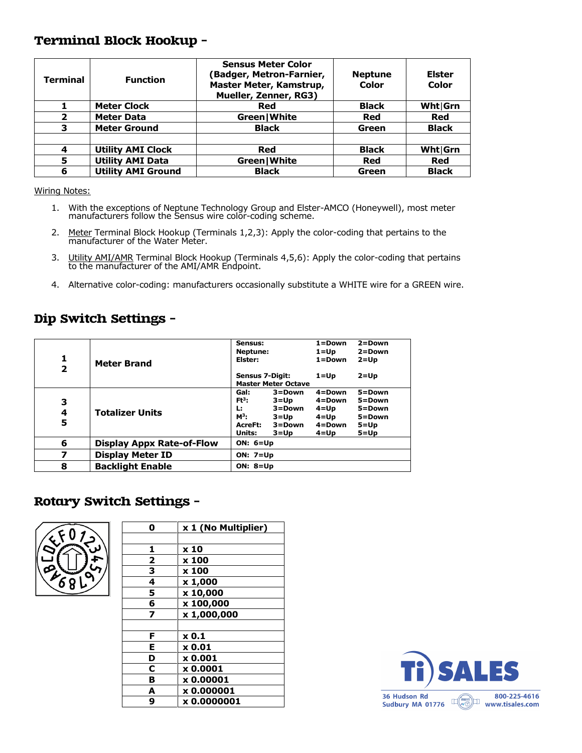## Terminal Block Hookup -

| Terminal | Function | Sensus Meter Color (Badger, Metron-Farnier, Master Meter, Kamstrup, Mueller, Zenner, RG3) | Neptune Color | Elster Color |
|---|---|---|---|---|
| 1 | Meter Clock | Red | Black | Wht\|Grn |
| 2 | Meter Data | Green\|White | Red | Red |
| 3 | Meter Ground | Black | Green | Black |
| | | | | |
| 4 | Utility AMI Clock | Red | Black | Wht\|Grn |
| 5 | Utility AMI Data | Green\|White | Red | Red |
| 6 | Utility AMI Ground | Black | Green | Black |

Wiring Notes:

1. With the exceptions of Neptune Technology Group and Elster-AMCO (Honeywell), most meter manufacturers follow the Sensus wire color-coding scheme.
2. Meter Terminal Block Hookup (Terminals 1,2,3): Apply the color-coding that pertains to the manufacturer of the Water Meter.
3. Utility AMI/AMR Terminal Block Hookup (Terminals 4,5,6): Apply the color-coding that pertains to the manufacturer of the AMI/AMR Endpoint.
4. Alternative color-coding: manufacturers occasionally substitute a WHITE wire for a GREEN wire.

## Dip Switch Settings -

| Switch | Function | Setting | | | |
|---|---|---|---|---|---|
| 1<br>2 | Meter Brand | Sensus: | | 1=Down | 2=Down |
| | | Neptune: | | 1=Up | 2=Down |
| | | Elster: | | 1=Down | 2=Up |
| | | Sensus 7-Digit:<br>Master Meter Octave | | 1=Up | 2=Up |
| 3<br>4<br>5 | Totalizer Units | Gal: | 3=Down | 4=Down | 5=Down |
| | | $Ft^3$: | 3=Up | 4=Down | 5=Down |
| | | L: | 3=Down | 4=Up | 5=Down |
| | | $M^3$: | 3=Up | 4=Up | 5=Down |
| | | AcreFt: | 3=Down | 4=Down | 5=Up |
| | | Units: | 3=Up | 4=Up | 5=Up |
| 6 | Display Appx Rate-of-Flow | ON: 6=Up | | | |
| 7 | Display Meter ID | ON: 7=Up | | | |
| 8 | Backlight Enable | ON: 8=Up | | | |

## Rotary Switch Settings -

| Position | Multiplier |
|---|---|
| 0 | x 1 (No Multiplier) |
| | |
| 1 | x 10 |
| 2 | x 100 |
| 3 | x 100 |
| 4 | x 1,000 |
| 5 | x 10,000 |
| 6 | x 100,000 |
| 7 | x 1,000,000 |
| | |
| F | x 0.1 |
| E | x 0.01 |
| D | x 0.001 |
| C | x 0.0001 |
| B | x 0.00001 |
| A | x 0.000001 |
| 9 | x 0.0000001 |

Ti SALES
36 Hudson Rd
Sudbury MA 01776
800-225-4616
www.tisales.com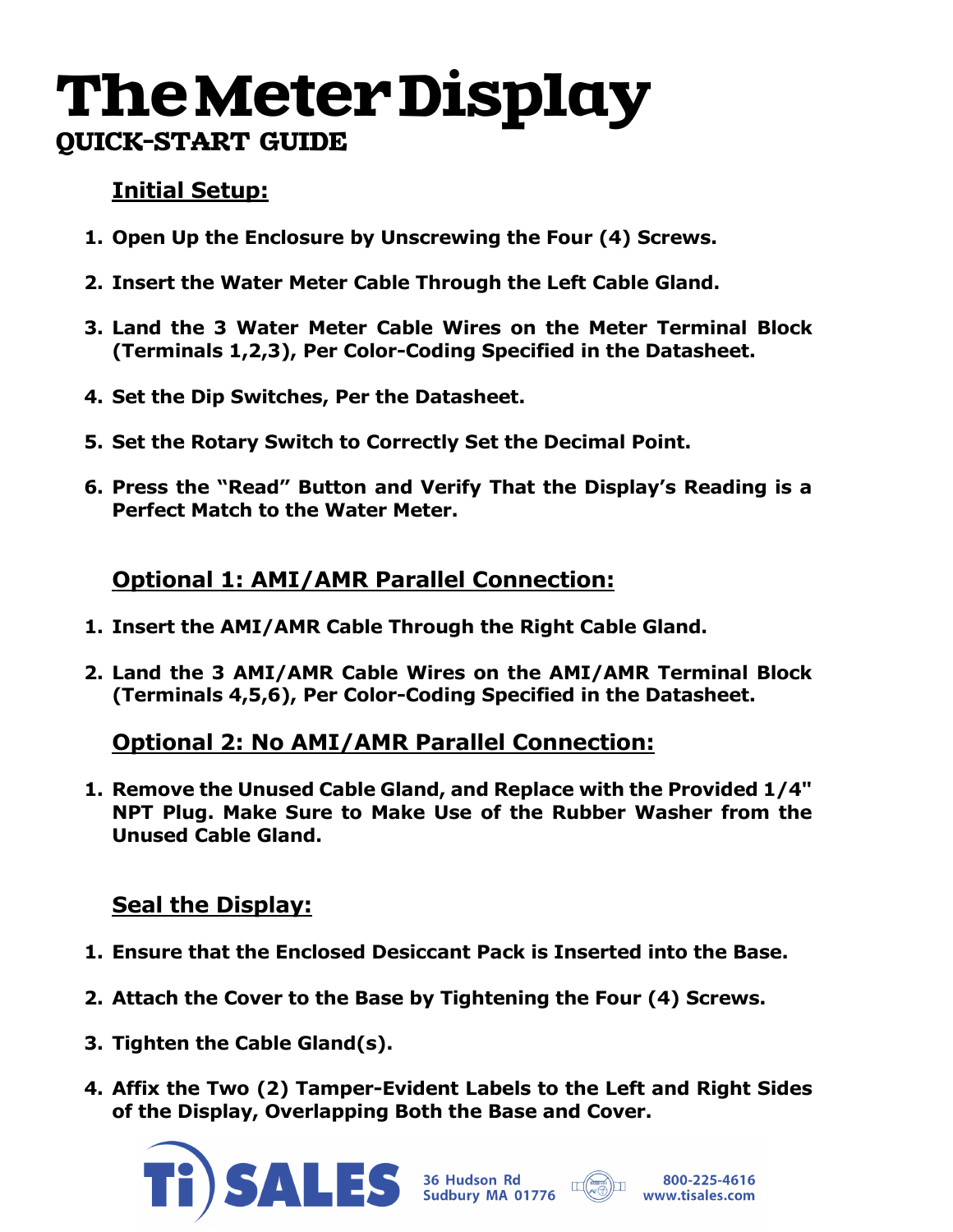# The Meter Display

## QUICK-START GUIDE

### Initial Setup:

1. **Open Up the Enclosure by Unscrewing the Four (4) Screws.**
2. **Insert the Water Meter Cable Through the Left Cable Gland.**
3. **Land the 3 Water Meter Cable Wires on the Meter Terminal Block (Terminals 1,2,3), Per Color-Coding Specified in the Datasheet.**
4. **Set the Dip Switches, Per the Datasheet.**
5. **Set the Rotary Switch to Correctly Set the Decimal Point.**
6. **Press the "Read" Button and Verify That the Display's Reading is a Perfect Match to the Water Meter.**

### Optional 1: AMI/AMR Parallel Connection:

1. **Insert the AMI/AMR Cable Through the Right Cable Gland.**
2. **Land the 3 AMI/AMR Cable Wires on the AMI/AMR Terminal Block (Terminals 4,5,6), Per Color-Coding Specified in the Datasheet.**

### Optional 2: No AMI/AMR Parallel Connection:

1. **Remove the Unused Cable Gland, and Replace with the Provided 1/4" NPT Plug. Make Sure to Make Use of the Rubber Washer from the Unused Cable Gland.**

### Seal the Display:

1. **Ensure that the Enclosed Desiccant Pack is Inserted into the Base.**
2. **Attach the Cover to the Base by Tightening the Four (4) Screws.**
3. **Tighten the Cable Gland(s).**
4. **Affix the Two (2) Tamper-Evident Labels to the Left and Right Sides of the Display, Overlapping Both the Base and Cover.**

Ti SALES 36 Hudson Rd Sudbury MA 01776 800-225-4616 www.tisales.com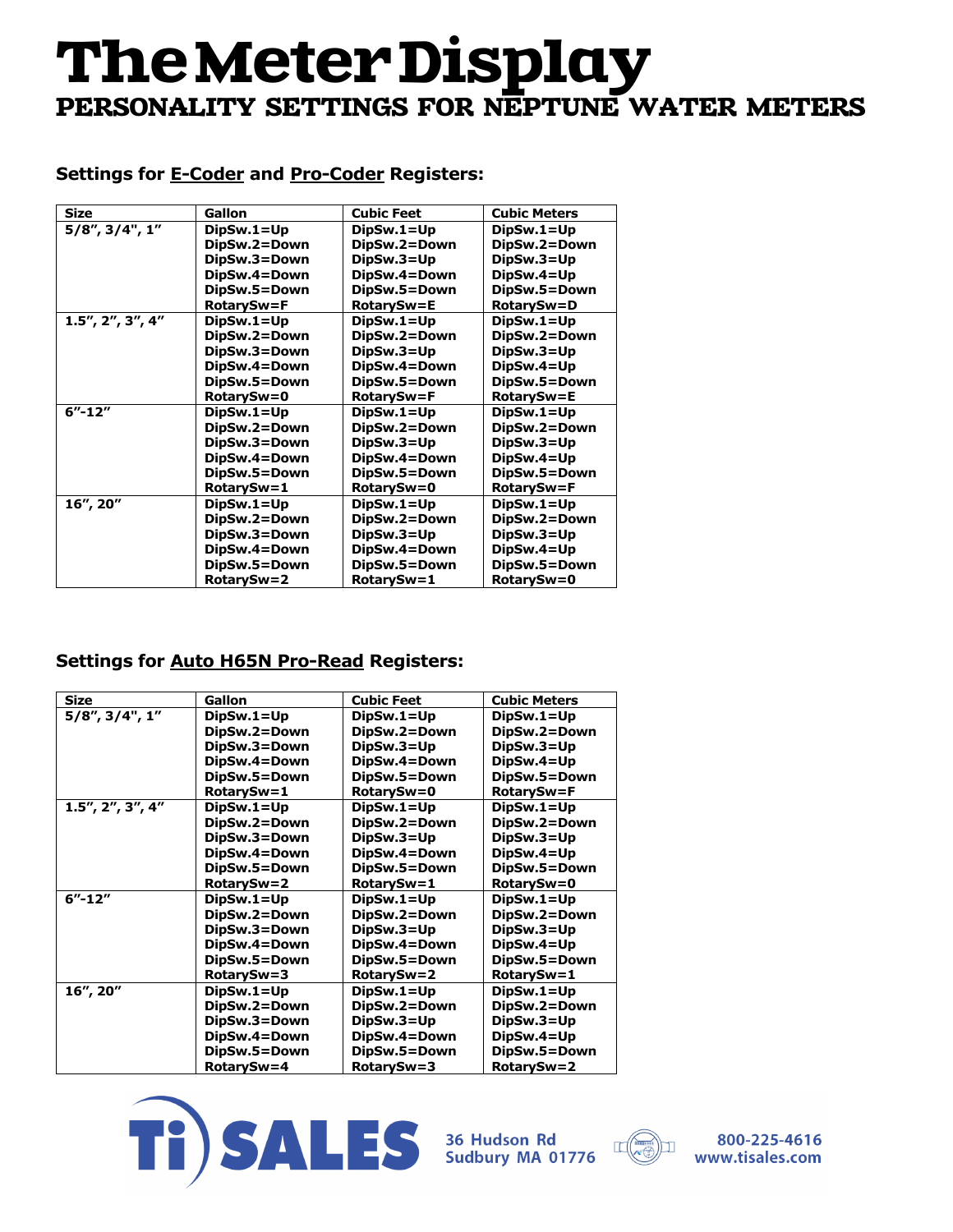# The Meter Display

## PERSONALITY SETTINGS FOR NEPTUNE WATER METERS

### Settings for E-Coder and Pro-Coder Registers:

| Size | Gallon | Cubic Feet | Cubic Meters |
|---|---|---|---|
| 5/8", 3/4", 1" | DipSw.1=Up<br>DipSw.2=Down<br>DipSw.3=Down<br>DipSw.4=Down<br>DipSw.5=Down<br>RotarySw=F | DipSw.1=Up<br>DipSw.2=Down<br>DipSw.3=Up<br>DipSw.4=Down<br>DipSw.5=Down<br>RotarySw=E | DipSw.1=Up<br>DipSw.2=Down<br>DipSw.3=Up<br>DipSw.4=Up<br>DipSw.5=Down<br>RotarySw=D |
| 1.5", 2", 3", 4" | DipSw.1=Up<br>DipSw.2=Down<br>DipSw.3=Down<br>DipSw.4=Down<br>DipSw.5=Down<br>RotarySw=0 | DipSw.1=Up<br>DipSw.2=Down<br>DipSw.3=Up<br>DipSw.4=Down<br>DipSw.5=Down<br>RotarySw=F | DipSw.1=Up<br>DipSw.2=Down<br>DipSw.3=Up<br>DipSw.4=Up<br>DipSw.5=Down<br>RotarySw=E |
| 6"-12" | DipSw.1=Up<br>DipSw.2=Down<br>DipSw.3=Down<br>DipSw.4=Down<br>DipSw.5=Down<br>RotarySw=1 | DipSw.1=Up<br>DipSw.2=Down<br>DipSw.3=Up<br>DipSw.4=Down<br>DipSw.5=Down<br>RotarySw=0 | DipSw.1=Up<br>DipSw.2=Down<br>DipSw.3=Up<br>DipSw.4=Up<br>DipSw.5=Down<br>RotarySw=F |
| 16", 20" | DipSw.1=Up<br>DipSw.2=Down<br>DipSw.3=Down<br>DipSw.4=Down<br>DipSw.5=Down<br>RotarySw=2 | DipSw.1=Up<br>DipSw.2=Down<br>DipSw.3=Up<br>DipSw.4=Down<br>DipSw.5=Down<br>RotarySw=1 | DipSw.1=Up<br>DipSw.2=Down<br>DipSw.3=Up<br>DipSw.4=Up<br>DipSw.5=Down<br>RotarySw=0 |

### Settings for Auto H65N Pro-Read Registers:

| Size | Gallon | Cubic Feet | Cubic Meters |
|---|---|---|---|
| 5/8", 3/4", 1" | DipSw.1=Up<br>DipSw.2=Down<br>DipSw.3=Down<br>DipSw.4=Down<br>DipSw.5=Down<br>RotarySw=1 | DipSw.1=Up<br>DipSw.2=Down<br>DipSw.3=Up<br>DipSw.4=Down<br>DipSw.5=Down<br>RotarySw=0 | DipSw.1=Up<br>DipSw.2=Down<br>DipSw.3=Up<br>DipSw.4=Up<br>DipSw.5=Down<br>RotarySw=F |
| 1.5", 2", 3", 4" | DipSw.1=Up<br>DipSw.2=Down<br>DipSw.3=Down<br>DipSw.4=Down<br>DipSw.5=Down<br>RotarySw=2 | DipSw.1=Up<br>DipSw.2=Down<br>DipSw.3=Up<br>DipSw.4=Down<br>DipSw.5=Down<br>RotarySw=1 | DipSw.1=Up<br>DipSw.2=Down<br>DipSw.3=Up<br>DipSw.4=Up<br>DipSw.5=Down<br>RotarySw=0 |
| 6"-12" | DipSw.1=Up<br>DipSw.2=Down<br>DipSw.3=Down<br>DipSw.4=Down<br>DipSw.5=Down<br>RotarySw=3 | DipSw.1=Up<br>DipSw.2=Down<br>DipSw.3=Up<br>DipSw.4=Down<br>DipSw.5=Down<br>RotarySw=2 | DipSw.1=Up<br>DipSw.2=Down<br>DipSw.3=Up<br>DipSw.4=Up<br>DipSw.5=Down<br>RotarySw=1 |
| 16", 20" | DipSw.1=Up<br>DipSw.2=Down<br>DipSw.3=Down<br>DipSw.4=Down<br>DipSw.5=Down<br>RotarySw=4 | DipSw.1=Up<br>DipSw.2=Down<br>DipSw.3=Up<br>DipSw.4=Down<br>DipSw.5=Down<br>RotarySw=3 | DipSw.1=Up<br>DipSw.2=Down<br>DipSw.3=Up<br>DipSw.4=Up<br>DipSw.5=Down<br>RotarySw=2 |

Ti SALES
36 Hudson Rd
Sudbury MA 01776
800-225-4616
www.tisales.com